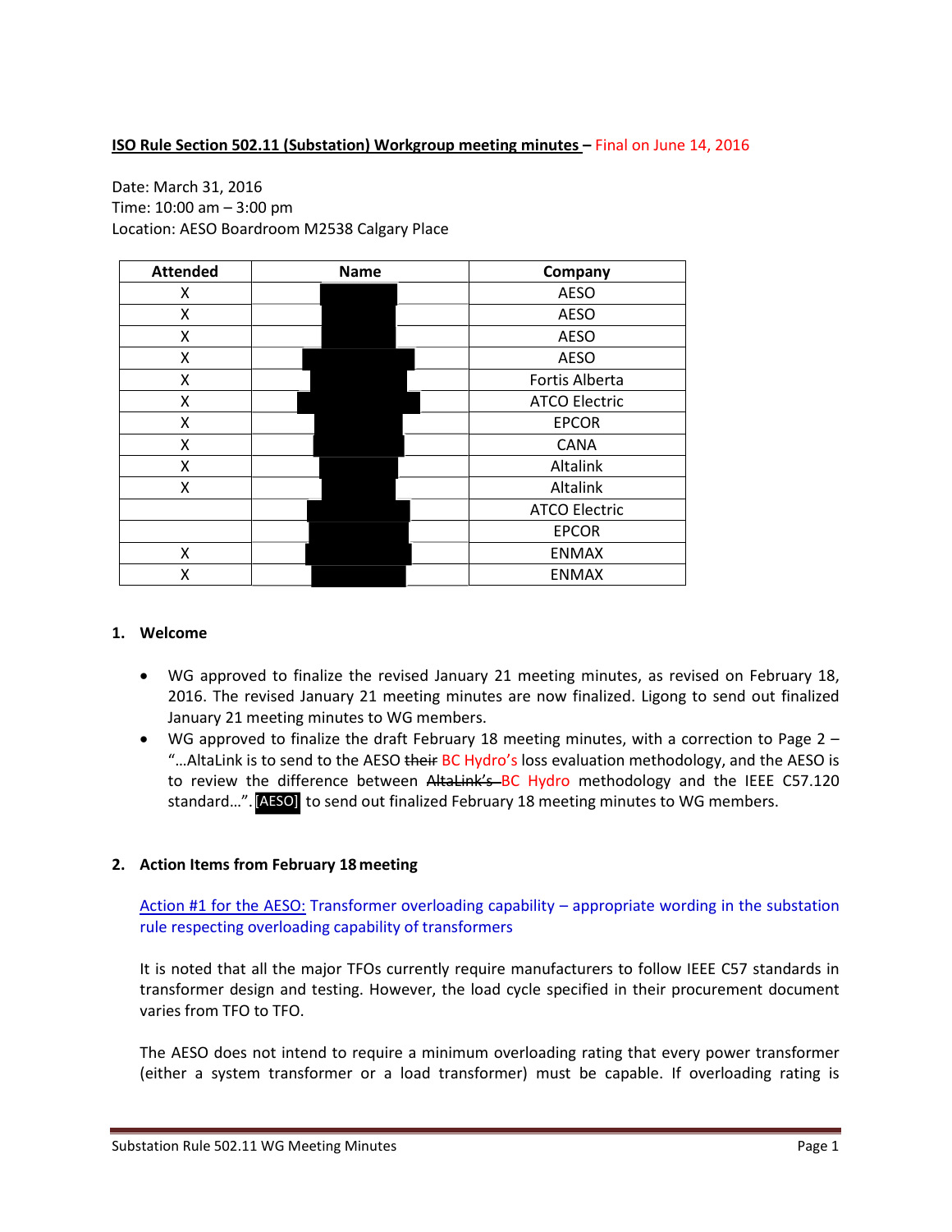**ISO Rule Section 502.11 (Substation) Workgroup meeting minutes –** Final on June 14, 2016

Date: March 31, 2016
Time: 10:00 am – 3:00 pm
Location: AESO Boardroom M2538 Calgary Place

| Attended | Name | Company |
|---|---|---|
| X | | AESO |
| X | | AESO |
| X | | AESO |
| X | | AESO |
| X | | Fortis Alberta |
| X | | ATCO Electric |
| X | | EPCOR |
| X | | CANA |
| X | | Altalink |
| X | | Altalink |
| | | ATCO Electric |
| | | EPCOR |
| X | | ENMAX |
| X | | ENMAX |

## 1. Welcome

- WG approved to finalize the revised January 21 meeting minutes, as revised on February 18, 2016. The revised January 21 meeting minutes are now finalized. Ligong to send out finalized January 21 meeting minutes to WG members.
- WG approved to finalize the draft February 18 meeting minutes, with a correction to Page 2 – "…AltaLink is to send to the AESO ~~their~~ BC Hydro's loss evaluation methodology, and the AESO is to review the difference between ~~AltaLink's~~ BC Hydro methodology and the IEEE C57.120 standard…". [AESO] to send out finalized February 18 meeting minutes to WG members.

## 2. Action Items from February 18 meeting

Action #1 for the AESO: Transformer overloading capability – appropriate wording in the substation rule respecting overloading capability of transformers

It is noted that all the major TFOs currently require manufacturers to follow IEEE C57 standards in transformer design and testing. However, the load cycle specified in their procurement document varies from TFO to TFO.

The AESO does not intend to require a minimum overloading rating that every power transformer (either a system transformer or a load transformer) must be capable. If overloading rating is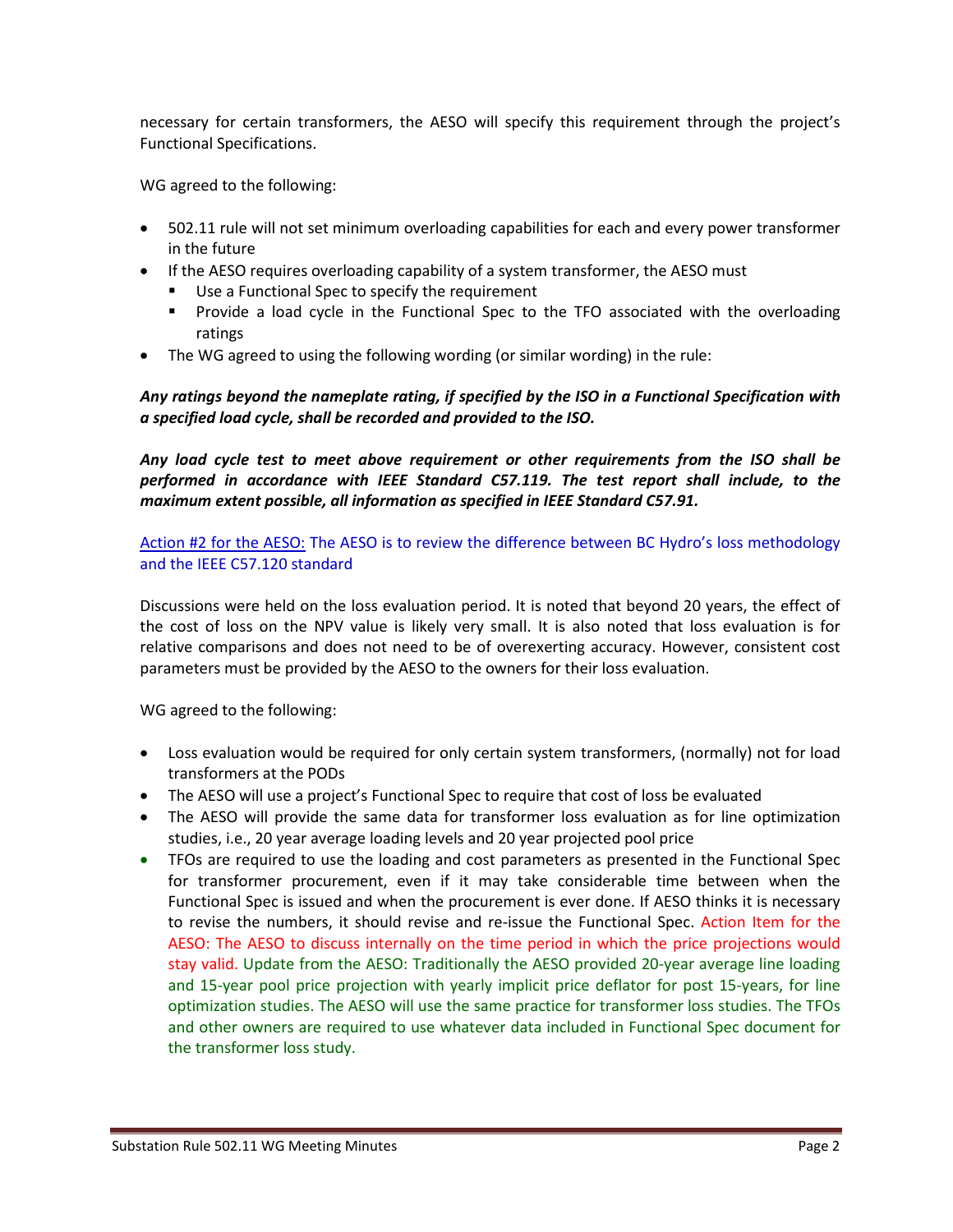necessary for certain transformers, the AESO will specify this requirement through the project's Functional Specifications.

WG agreed to the following:

- 502.11 rule will not set minimum overloading capabilities for each and every power transformer in the future
- If the AESO requires overloading capability of a system transformer, the AESO must
  - Use a Functional Spec to specify the requirement
  - Provide a load cycle in the Functional Spec to the TFO associated with the overloading ratings
- The WG agreed to using the following wording (or similar wording) in the rule:

***Any ratings beyond the nameplate rating, if specified by the ISO in a Functional Specification with a specified load cycle, shall be recorded and provided to the ISO.***

***Any load cycle test to meet above requirement or other requirements from the ISO shall be performed in accordance with IEEE Standard C57.119. The test report shall include, to the maximum extent possible, all information as specified in IEEE Standard C57.91.***

Action #2 for the AESO: The AESO is to review the difference between BC Hydro's loss methodology and the IEEE C57.120 standard

Discussions were held on the loss evaluation period. It is noted that beyond 20 years, the effect of the cost of loss on the NPV value is likely very small. It is also noted that loss evaluation is for relative comparisons and does not need to be of overexerting accuracy. However, consistent cost parameters must be provided by the AESO to the owners for their loss evaluation.

WG agreed to the following:

- Loss evaluation would be required for only certain system transformers, (normally) not for load transformers at the PODs
- The AESO will use a project's Functional Spec to require that cost of loss be evaluated
- The AESO will provide the same data for transformer loss evaluation as for line optimization studies, i.e., 20 year average loading levels and 20 year projected pool price
- TFOs are required to use the loading and cost parameters as presented in the Functional Spec for transformer procurement, even if it may take considerable time between when the Functional Spec is issued and when the procurement is ever done. If AESO thinks it is necessary to revise the numbers, it should revise and re-issue the Functional Spec. Action Item for the AESO: The AESO to discuss internally on the time period in which the price projections would stay valid. Update from the AESO: Traditionally the AESO provided 20-year average line loading and 15-year pool price projection with yearly implicit price deflator for post 15-years, for line optimization studies. The AESO will use the same practice for transformer loss studies. The TFOs and other owners are required to use whatever data included in Functional Spec document for the transformer loss study.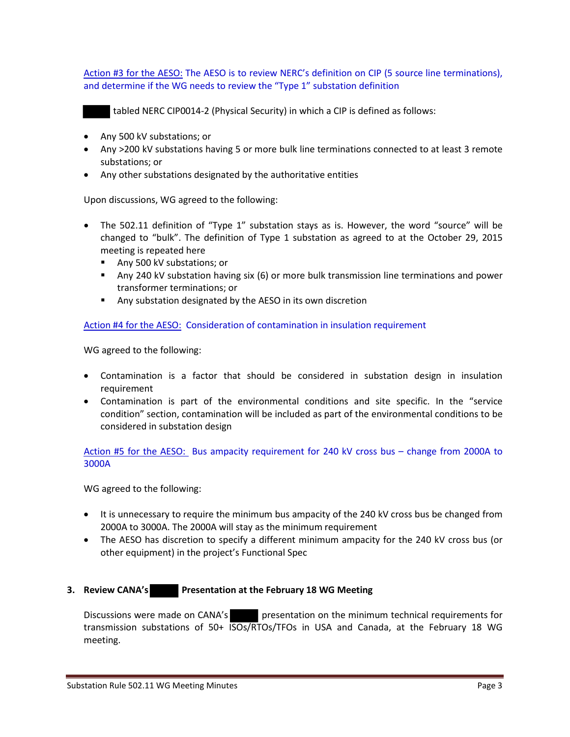Action #3 for the AESO: The AESO is to review NERC's definition on CIP (5 source line terminations), and determine if the WG needs to review the "Type 1" substation definition

█████ tabled NERC CIP0014-2 (Physical Security) in which a CIP is defined as follows:

- Any 500 kV substations; or
- Any >200 kV substations having 5 or more bulk line terminations connected to at least 3 remote substations; or
- Any other substations designated by the authoritative entities

Upon discussions, WG agreed to the following:

- The 502.11 definition of "Type 1" substation stays as is. However, the word "source" will be changed to "bulk". The definition of Type 1 substation as agreed to at the October 29, 2015 meeting is repeated here
  - Any 500 kV substations; or
  - Any 240 kV substation having six (6) or more bulk transmission line terminations and power transformer terminations; or
  - Any substation designated by the AESO in its own discretion

Action #4 for the AESO: Consideration of contamination in insulation requirement

WG agreed to the following:

- Contamination is a factor that should be considered in substation design in insulation requirement
- Contamination is part of the environmental conditions and site specific. In the "service condition" section, contamination will be included as part of the environmental conditions to be considered in substation design

Action #5 for the AESO: Bus ampacity requirement for 240 kV cross bus – change from 2000A to 3000A

WG agreed to the following:

- It is unnecessary to require the minimum bus ampacity of the 240 kV cross bus be changed from 2000A to 3000A. The 2000A will stay as the minimum requirement
- The AESO has discretion to specify a different minimum ampacity for the 240 kV cross bus (or other equipment) in the project's Functional Spec

## 3. Review CANA's █████ Presentation at the February 18 WG Meeting

Discussions were made on CANA's █████ presentation on the minimum technical requirements for transmission substations of 50+ ISOs/RTOs/TFOs in USA and Canada, at the February 18 WG meeting.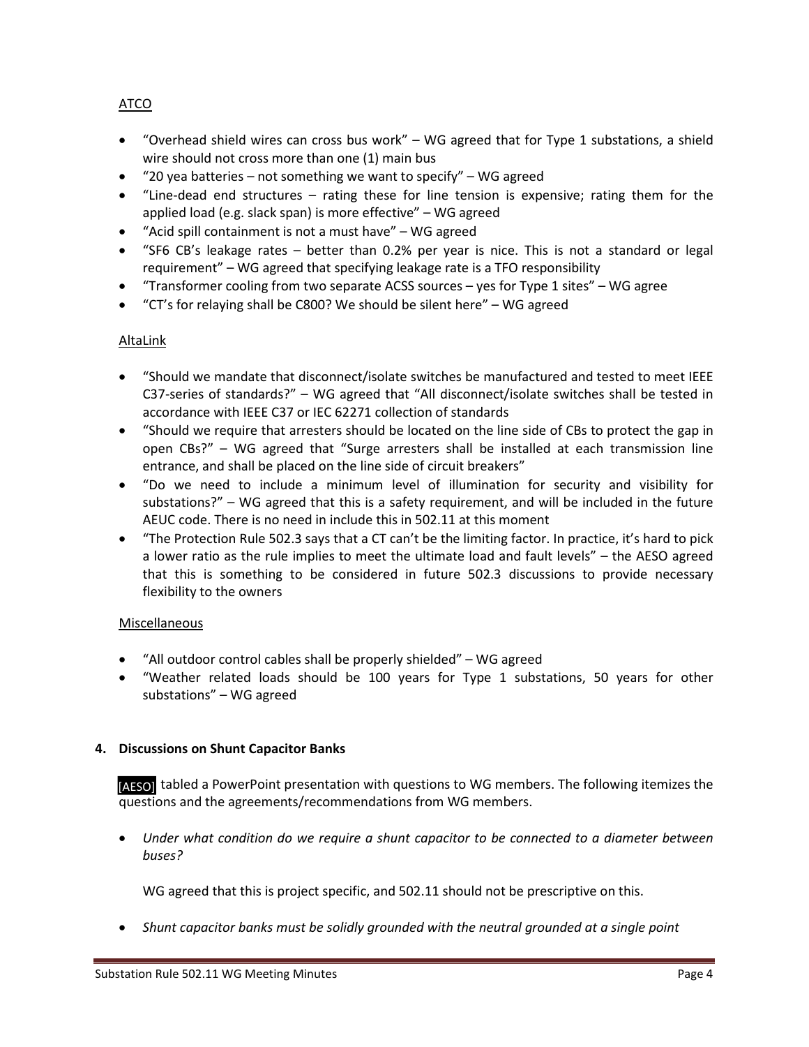ATCO

- "Overhead shield wires can cross bus work" – WG agreed that for Type 1 substations, a shield wire should not cross more than one (1) main bus
- "20 yea batteries – not something we want to specify" – WG agreed
- "Line-dead end structures – rating these for line tension is expensive; rating them for the applied load (e.g. slack span) is more effective" – WG agreed
- "Acid spill containment is not a must have" – WG agreed
- "SF6 CB's leakage rates – better than 0.2% per year is nice. This is not a standard or legal requirement" – WG agreed that specifying leakage rate is a TFO responsibility
- "Transformer cooling from two separate ACSS sources – yes for Type 1 sites" – WG agree
- "CT's for relaying shall be C800? We should be silent here" – WG agreed

AltaLink

- "Should we mandate that disconnect/isolate switches be manufactured and tested to meet IEEE C37-series of standards?" – WG agreed that "All disconnect/isolate switches shall be tested in accordance with IEEE C37 or IEC 62271 collection of standards
- "Should we require that arresters should be located on the line side of CBs to protect the gap in open CBs?" – WG agreed that "Surge arresters shall be installed at each transmission line entrance, and shall be placed on the line side of circuit breakers"
- "Do we need to include a minimum level of illumination for security and visibility for substations?" – WG agreed that this is a safety requirement, and will be included in the future AEUC code. There is no need in include this in 502.11 at this moment
- "The Protection Rule 502.3 says that a CT can't be the limiting factor. In practice, it's hard to pick a lower ratio as the rule implies to meet the ultimate load and fault levels" – the AESO agreed that this is something to be considered in future 502.3 discussions to provide necessary flexibility to the owners

Miscellaneous

- "All outdoor control cables shall be properly shielded" – WG agreed
- "Weather related loads should be 100 years for Type 1 substations, 50 years for other substations" – WG agreed

**4. Discussions on Shunt Capacitor Banks**

[AESO] tabled a PowerPoint presentation with questions to WG members. The following itemizes the questions and the agreements/recommendations from WG members.

- *Under what condition do we require a shunt capacitor to be connected to a diameter between buses?*

  WG agreed that this is project specific, and 502.11 should not be prescriptive on this.

- *Shunt capacitor banks must be solidly grounded with the neutral grounded at a single point*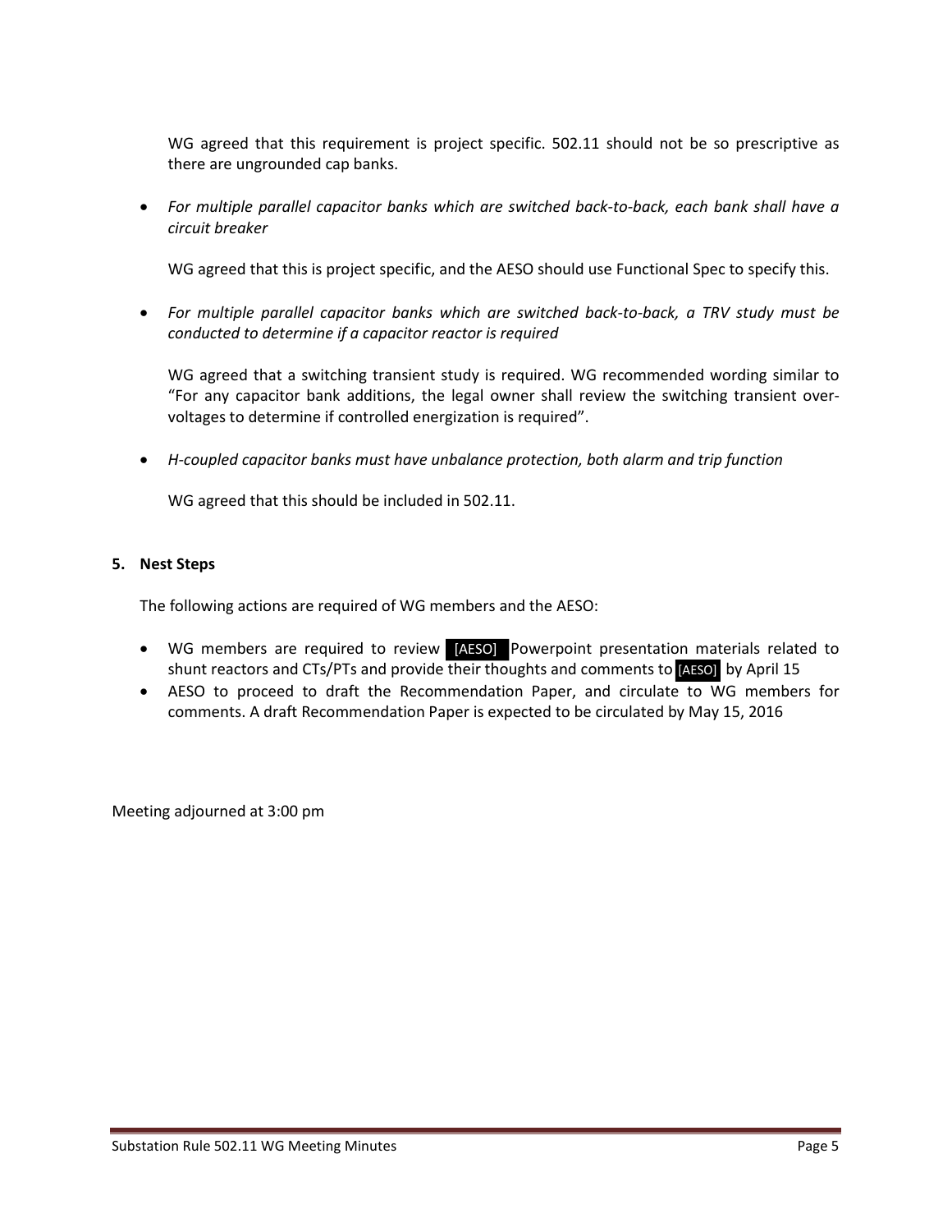WG agreed that this requirement is project specific. 502.11 should not be so prescriptive as there are ungrounded cap banks.

- *For multiple parallel capacitor banks which are switched back-to-back, each bank shall have a circuit breaker*

  WG agreed that this is project specific, and the AESO should use Functional Spec to specify this.

- *For multiple parallel capacitor banks which are switched back-to-back, a TRV study must be conducted to determine if a capacitor reactor is required*

  WG agreed that a switching transient study is required. WG recommended wording similar to "For any capacitor bank additions, the legal owner shall review the switching transient over-voltages to determine if controlled energization is required".

- *H-coupled capacitor banks must have unbalance protection, both alarm and trip function*

  WG agreed that this should be included in 502.11.

**5. Nest Steps**

The following actions are required of WG members and the AESO:

- WG members are required to review [AESO] Powerpoint presentation materials related to shunt reactors and CTs/PTs and provide their thoughts and comments to [AESO] by April 15
- AESO to proceed to draft the Recommendation Paper, and circulate to WG members for comments. A draft Recommendation Paper is expected to be circulated by May 15, 2016

Meeting adjourned at 3:00 pm